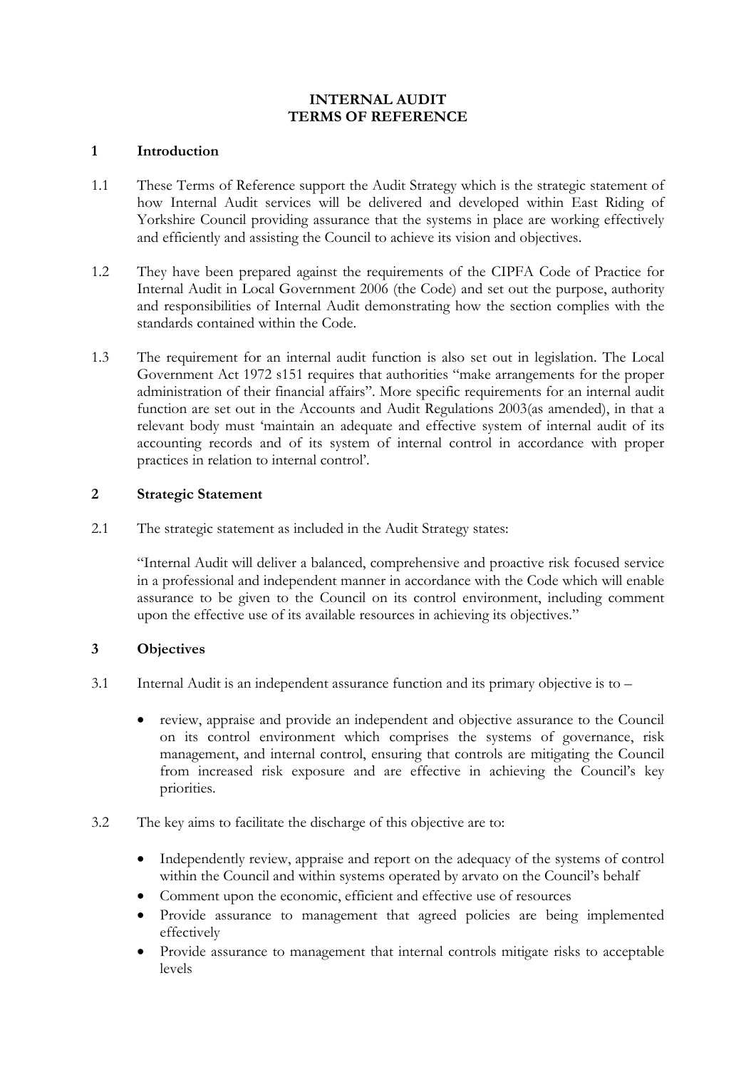# INTERNAL AUDIT
# TERMS OF REFERENCE

## 1 Introduction

1.1 These Terms of Reference support the Audit Strategy which is the strategic statement of how Internal Audit services will be delivered and developed within East Riding of Yorkshire Council providing assurance that the systems in place are working effectively and efficiently and assisting the Council to achieve its vision and objectives.

1.2 They have been prepared against the requirements of the CIPFA Code of Practice for Internal Audit in Local Government 2006 (the Code) and set out the purpose, authority and responsibilities of Internal Audit demonstrating how the section complies with the standards contained within the Code.

1.3 The requirement for an internal audit function is also set out in legislation. The Local Government Act 1972 s151 requires that authorities "make arrangements for the proper administration of their financial affairs". More specific requirements for an internal audit function are set out in the Accounts and Audit Regulations 2003(as amended), in that a relevant body must 'maintain an adequate and effective system of internal audit of its accounting records and of its system of internal control in accordance with proper practices in relation to internal control'.

## 2 Strategic Statement

2.1 The strategic statement as included in the Audit Strategy states:

"Internal Audit will deliver a balanced, comprehensive and proactive risk focused service in a professional and independent manner in accordance with the Code which will enable assurance to be given to the Council on its control environment, including comment upon the effective use of its available resources in achieving its objectives."

## 3 Objectives

3.1 Internal Audit is an independent assurance function and its primary objective is to –

- review, appraise and provide an independent and objective assurance to the Council on its control environment which comprises the systems of governance, risk management, and internal control, ensuring that controls are mitigating the Council from increased risk exposure and are effective in achieving the Council's key priorities.

3.2 The key aims to facilitate the discharge of this objective are to:

- Independently review, appraise and report on the adequacy of the systems of control within the Council and within systems operated by arvato on the Council's behalf
- Comment upon the economic, efficient and effective use of resources
- Provide assurance to management that agreed policies are being implemented effectively
- Provide assurance to management that internal controls mitigate risks to acceptable levels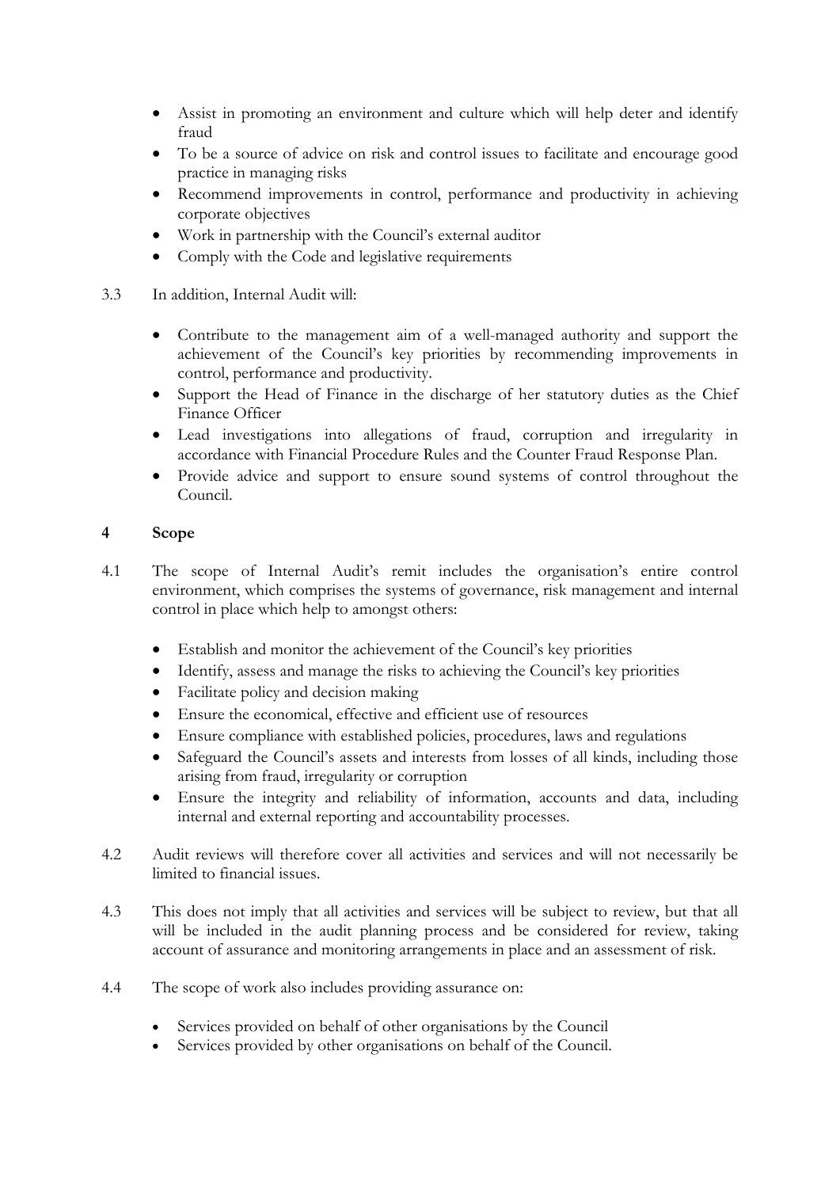- Assist in promoting an environment and culture which will help deter and identify fraud
- To be a source of advice on risk and control issues to facilitate and encourage good practice in managing risks
- Recommend improvements in control, performance and productivity in achieving corporate objectives
- Work in partnership with the Council's external auditor
- Comply with the Code and legislative requirements

3.3 In addition, Internal Audit will:

- Contribute to the management aim of a well-managed authority and support the achievement of the Council's key priorities by recommending improvements in control, performance and productivity.
- Support the Head of Finance in the discharge of her statutory duties as the Chief Finance Officer
- Lead investigations into allegations of fraud, corruption and irregularity in accordance with Financial Procedure Rules and the Counter Fraud Response Plan.
- Provide advice and support to ensure sound systems of control throughout the Council.

## 4 Scope

4.1 The scope of Internal Audit's remit includes the organisation's entire control environment, which comprises the systems of governance, risk management and internal control in place which help to amongst others:

- Establish and monitor the achievement of the Council's key priorities
- Identify, assess and manage the risks to achieving the Council's key priorities
- Facilitate policy and decision making
- Ensure the economical, effective and efficient use of resources
- Ensure compliance with established policies, procedures, laws and regulations
- Safeguard the Council's assets and interests from losses of all kinds, including those arising from fraud, irregularity or corruption
- Ensure the integrity and reliability of information, accounts and data, including internal and external reporting and accountability processes.

4.2 Audit reviews will therefore cover all activities and services and will not necessarily be limited to financial issues.

4.3 This does not imply that all activities and services will be subject to review, but that all will be included in the audit planning process and be considered for review, taking account of assurance and monitoring arrangements in place and an assessment of risk.

4.4 The scope of work also includes providing assurance on:

- Services provided on behalf of other organisations by the Council
- Services provided by other organisations on behalf of the Council.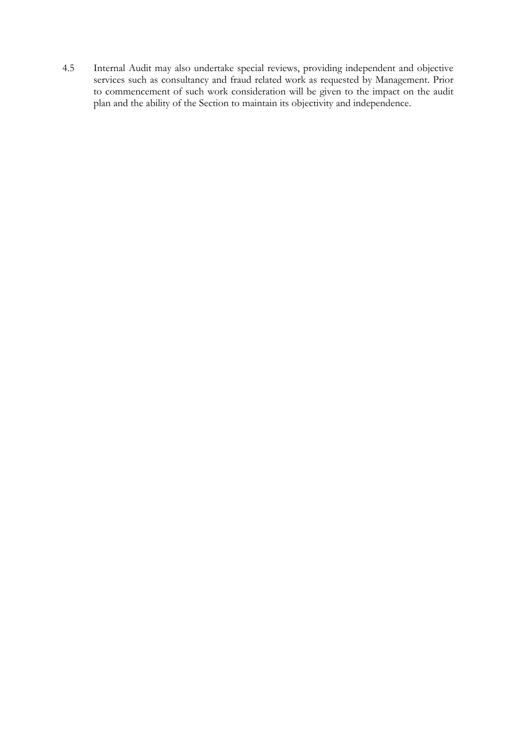4.5 Internal Audit may also undertake special reviews, providing independent and objective services such as consultancy and fraud related work as requested by Management. Prior to commencement of such work consideration will be given to the impact on the audit plan and the ability of the Section to maintain its objectivity and independence.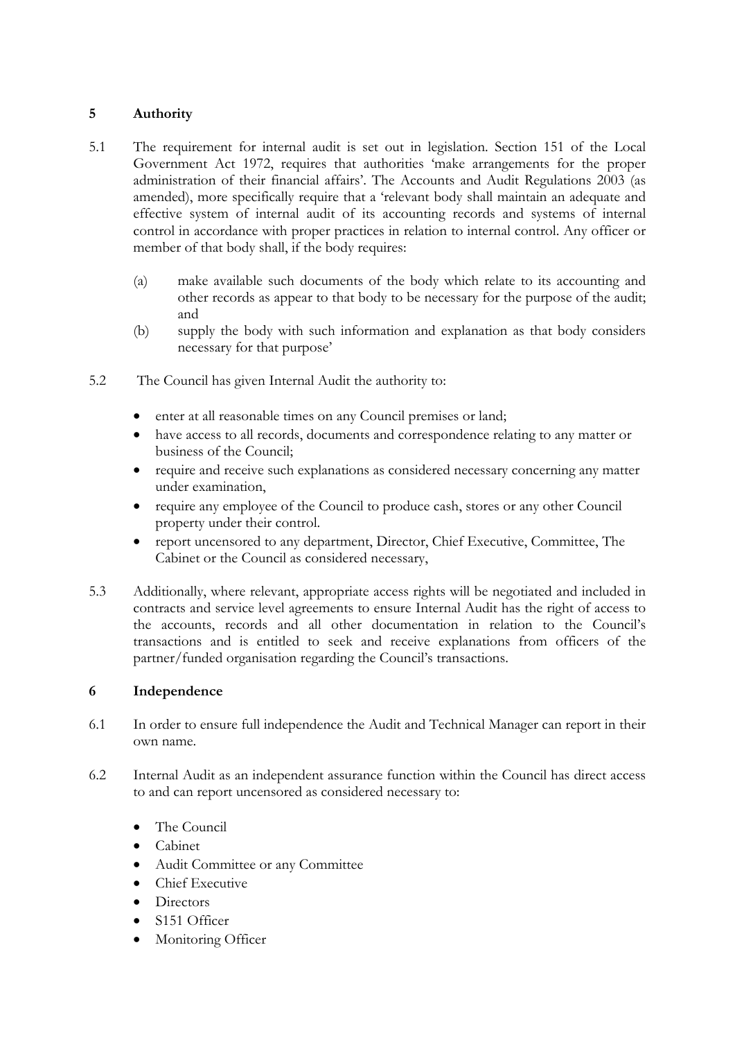## 5 Authority

5.1 The requirement for internal audit is set out in legislation. Section 151 of the Local Government Act 1972, requires that authorities 'make arrangements for the proper administration of their financial affairs'. The Accounts and Audit Regulations 2003 (as amended), more specifically require that a 'relevant body shall maintain an adequate and effective system of internal audit of its accounting records and systems of internal control in accordance with proper practices in relation to internal control. Any officer or member of that body shall, if the body requires:

- (a) make available such documents of the body which relate to its accounting and other records as appear to that body to be necessary for the purpose of the audit; and
- (b) supply the body with such information and explanation as that body considers necessary for that purpose'

5.2 The Council has given Internal Audit the authority to:

- enter at all reasonable times on any Council premises or land;
- have access to all records, documents and correspondence relating to any matter or business of the Council;
- require and receive such explanations as considered necessary concerning any matter under examination,
- require any employee of the Council to produce cash, stores or any other Council property under their control.
- report uncensored to any department, Director, Chief Executive, Committee, The Cabinet or the Council as considered necessary,

5.3 Additionally, where relevant, appropriate access rights will be negotiated and included in contracts and service level agreements to ensure Internal Audit has the right of access to the accounts, records and all other documentation in relation to the Council's transactions and is entitled to seek and receive explanations from officers of the partner/funded organisation regarding the Council's transactions.

## 6 Independence

6.1 In order to ensure full independence the Audit and Technical Manager can report in their own name.

6.2 Internal Audit as an independent assurance function within the Council has direct access to and can report uncensored as considered necessary to:

- The Council
- Cabinet
- Audit Committee or any Committee
- Chief Executive
- Directors
- S151 Officer
- Monitoring Officer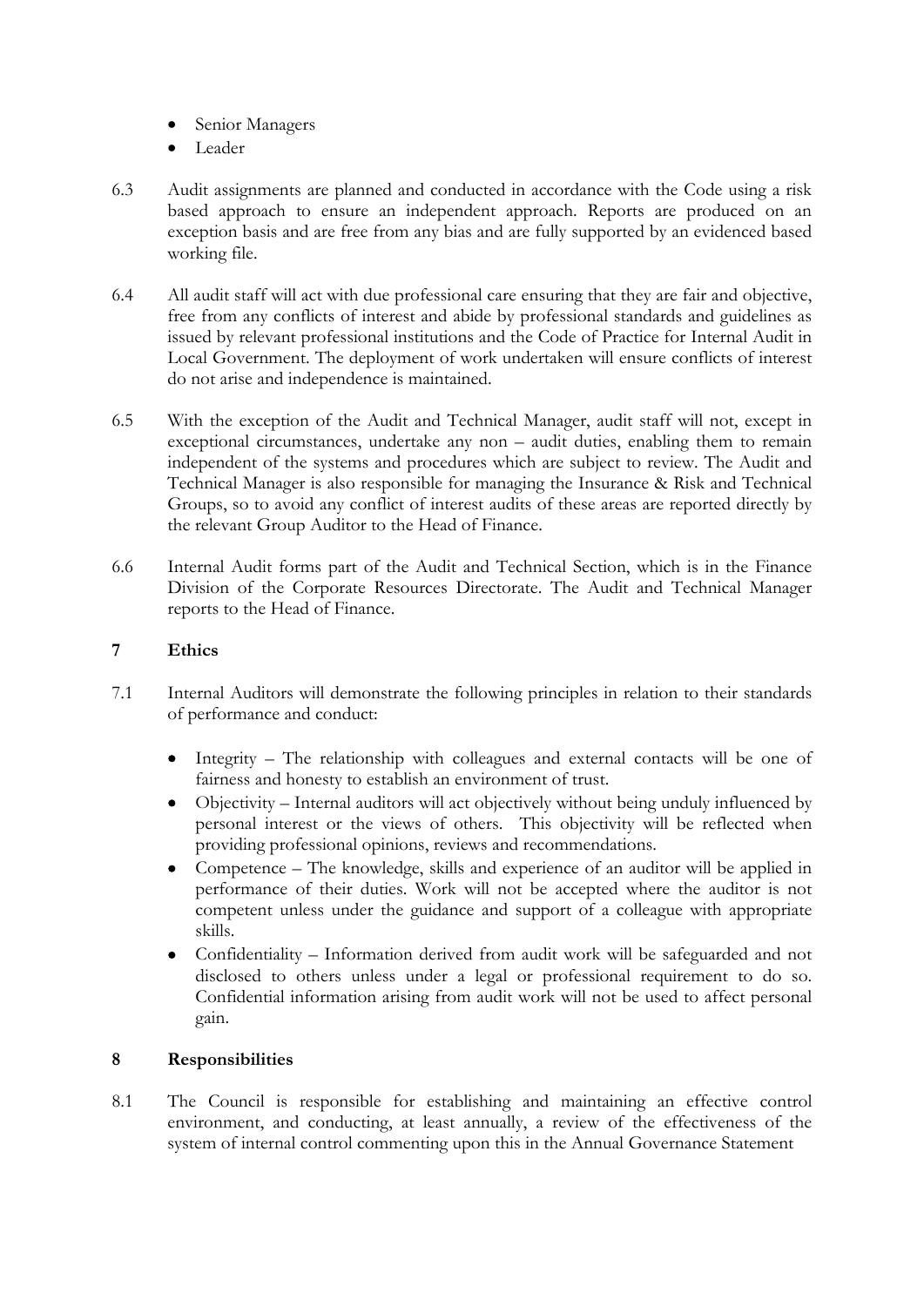- Senior Managers
- Leader

6.3 Audit assignments are planned and conducted in accordance with the Code using a risk based approach to ensure an independent approach. Reports are produced on an exception basis and are free from any bias and are fully supported by an evidenced based working file.

6.4 All audit staff will act with due professional care ensuring that they are fair and objective, free from any conflicts of interest and abide by professional standards and guidelines as issued by relevant professional institutions and the Code of Practice for Internal Audit in Local Government. The deployment of work undertaken will ensure conflicts of interest do not arise and independence is maintained.

6.5 With the exception of the Audit and Technical Manager, audit staff will not, except in exceptional circumstances, undertake any non – audit duties, enabling them to remain independent of the systems and procedures which are subject to review. The Audit and Technical Manager is also responsible for managing the Insurance & Risk and Technical Groups, so to avoid any conflict of interest audits of these areas are reported directly by the relevant Group Auditor to the Head of Finance.

6.6 Internal Audit forms part of the Audit and Technical Section, which is in the Finance Division of the Corporate Resources Directorate. The Audit and Technical Manager reports to the Head of Finance.

## 7 Ethics

7.1 Internal Auditors will demonstrate the following principles in relation to their standards of performance and conduct:

- Integrity – The relationship with colleagues and external contacts will be one of fairness and honesty to establish an environment of trust.
- Objectivity – Internal auditors will act objectively without being unduly influenced by personal interest or the views of others. This objectivity will be reflected when providing professional opinions, reviews and recommendations.
- Competence – The knowledge, skills and experience of an auditor will be applied in performance of their duties. Work will not be accepted where the auditor is not competent unless under the guidance and support of a colleague with appropriate skills.
- Confidentiality – Information derived from audit work will be safeguarded and not disclosed to others unless under a legal or professional requirement to do so. Confidential information arising from audit work will not be used to affect personal gain.

## 8 Responsibilities

8.1 The Council is responsible for establishing and maintaining an effective control environment, and conducting, at least annually, a review of the effectiveness of the system of internal control commenting upon this in the Annual Governance Statement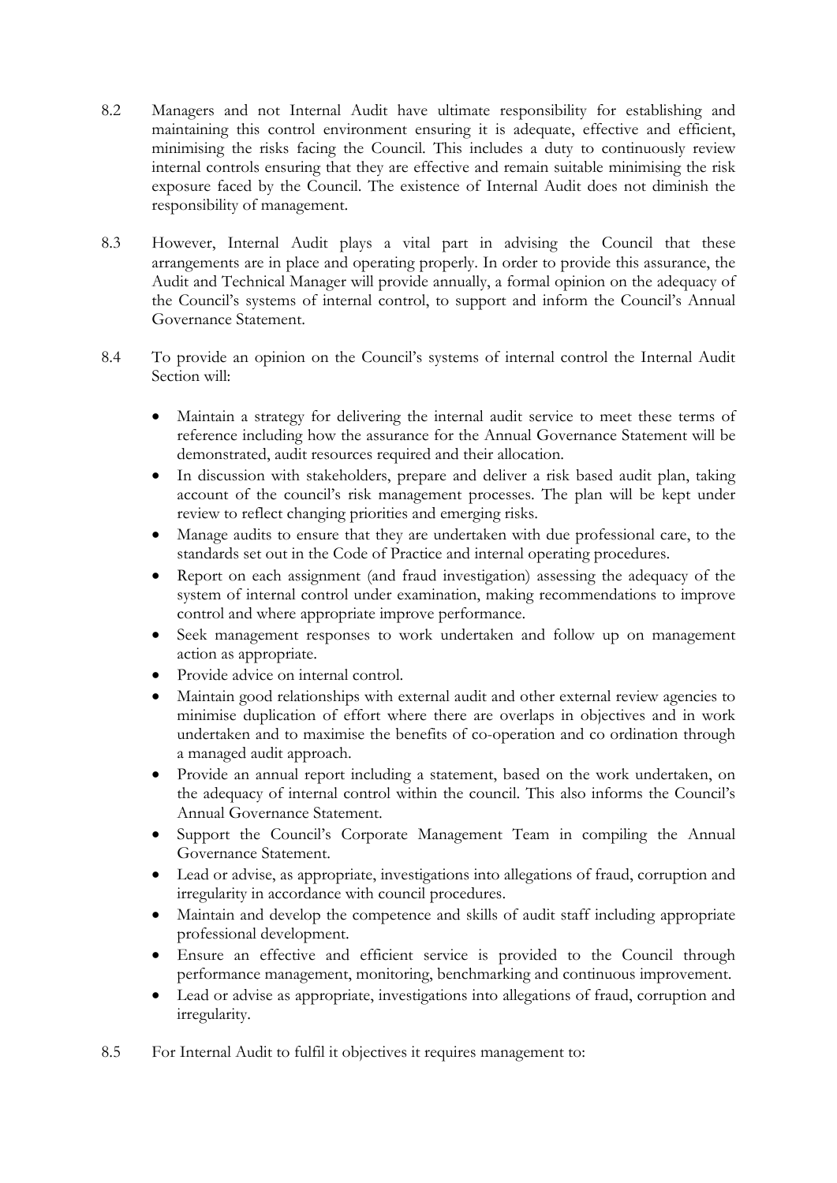8.2 Managers and not Internal Audit have ultimate responsibility for establishing and maintaining this control environment ensuring it is adequate, effective and efficient, minimising the risks facing the Council. This includes a duty to continuously review internal controls ensuring that they are effective and remain suitable minimising the risk exposure faced by the Council. The existence of Internal Audit does not diminish the responsibility of management.

8.3 However, Internal Audit plays a vital part in advising the Council that these arrangements are in place and operating properly. In order to provide this assurance, the Audit and Technical Manager will provide annually, a formal opinion on the adequacy of the Council's systems of internal control, to support and inform the Council's Annual Governance Statement.

8.4 To provide an opinion on the Council's systems of internal control the Internal Audit Section will:

- Maintain a strategy for delivering the internal audit service to meet these terms of reference including how the assurance for the Annual Governance Statement will be demonstrated, audit resources required and their allocation.
- In discussion with stakeholders, prepare and deliver a risk based audit plan, taking account of the council's risk management processes. The plan will be kept under review to reflect changing priorities and emerging risks.
- Manage audits to ensure that they are undertaken with due professional care, to the standards set out in the Code of Practice and internal operating procedures.
- Report on each assignment (and fraud investigation) assessing the adequacy of the system of internal control under examination, making recommendations to improve control and where appropriate improve performance.
- Seek management responses to work undertaken and follow up on management action as appropriate.
- Provide advice on internal control.
- Maintain good relationships with external audit and other external review agencies to minimise duplication of effort where there are overlaps in objectives and in work undertaken and to maximise the benefits of co-operation and co ordination through a managed audit approach.
- Provide an annual report including a statement, based on the work undertaken, on the adequacy of internal control within the council. This also informs the Council's Annual Governance Statement.
- Support the Council's Corporate Management Team in compiling the Annual Governance Statement.
- Lead or advise, as appropriate, investigations into allegations of fraud, corruption and irregularity in accordance with council procedures.
- Maintain and develop the competence and skills of audit staff including appropriate professional development.
- Ensure an effective and efficient service is provided to the Council through performance management, monitoring, benchmarking and continuous improvement.
- Lead or advise as appropriate, investigations into allegations of fraud, corruption and irregularity.

8.5 For Internal Audit to fulfil it objectives it requires management to: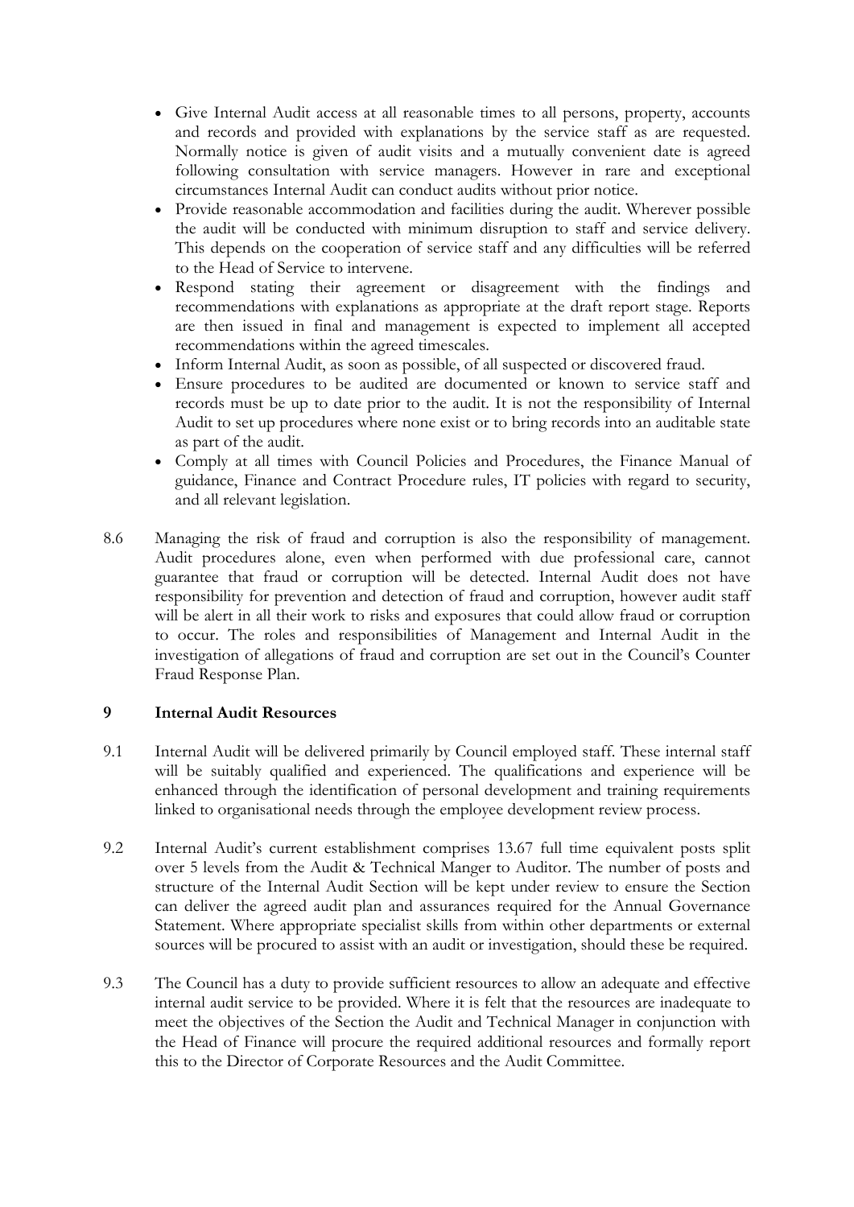- Give Internal Audit access at all reasonable times to all persons, property, accounts and records and provided with explanations by the service staff as are requested. Normally notice is given of audit visits and a mutually convenient date is agreed following consultation with service managers. However in rare and exceptional circumstances Internal Audit can conduct audits without prior notice.
- Provide reasonable accommodation and facilities during the audit. Wherever possible the audit will be conducted with minimum disruption to staff and service delivery. This depends on the cooperation of service staff and any difficulties will be referred to the Head of Service to intervene.
- Respond stating their agreement or disagreement with the findings and recommendations with explanations as appropriate at the draft report stage. Reports are then issued in final and management is expected to implement all accepted recommendations within the agreed timescales.
- Inform Internal Audit, as soon as possible, of all suspected or discovered fraud.
- Ensure procedures to be audited are documented or known to service staff and records must be up to date prior to the audit. It is not the responsibility of Internal Audit to set up procedures where none exist or to bring records into an auditable state as part of the audit.
- Comply at all times with Council Policies and Procedures, the Finance Manual of guidance, Finance and Contract Procedure rules, IT policies with regard to security, and all relevant legislation.

8.6 Managing the risk of fraud and corruption is also the responsibility of management. Audit procedures alone, even when performed with due professional care, cannot guarantee that fraud or corruption will be detected. Internal Audit does not have responsibility for prevention and detection of fraud and corruption, however audit staff will be alert in all their work to risks and exposures that could allow fraud or corruption to occur. The roles and responsibilities of Management and Internal Audit in the investigation of allegations of fraud and corruption are set out in the Council's Counter Fraud Response Plan.

## 9 Internal Audit Resources

9.1 Internal Audit will be delivered primarily by Council employed staff. These internal staff will be suitably qualified and experienced. The qualifications and experience will be enhanced through the identification of personal development and training requirements linked to organisational needs through the employee development review process.

9.2 Internal Audit's current establishment comprises 13.67 full time equivalent posts split over 5 levels from the Audit & Technical Manger to Auditor. The number of posts and structure of the Internal Audit Section will be kept under review to ensure the Section can deliver the agreed audit plan and assurances required for the Annual Governance Statement. Where appropriate specialist skills from within other departments or external sources will be procured to assist with an audit or investigation, should these be required.

9.3 The Council has a duty to provide sufficient resources to allow an adequate and effective internal audit service to be provided. Where it is felt that the resources are inadequate to meet the objectives of the Section the Audit and Technical Manager in conjunction with the Head of Finance will procure the required additional resources and formally report this to the Director of Corporate Resources and the Audit Committee.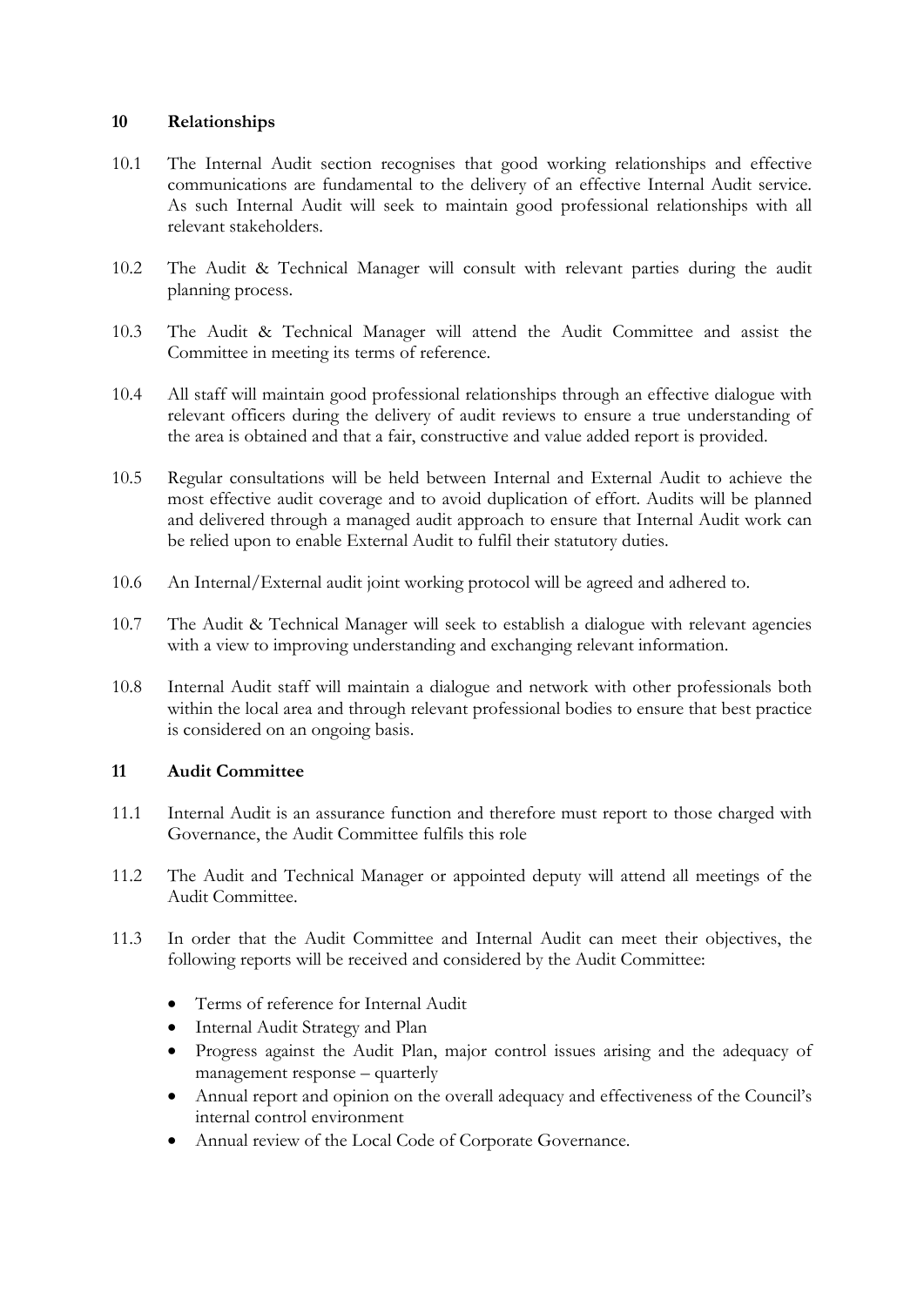## 10 Relationships

10.1 The Internal Audit section recognises that good working relationships and effective communications are fundamental to the delivery of an effective Internal Audit service. As such Internal Audit will seek to maintain good professional relationships with all relevant stakeholders.

10.2 The Audit & Technical Manager will consult with relevant parties during the audit planning process.

10.3 The Audit & Technical Manager will attend the Audit Committee and assist the Committee in meeting its terms of reference.

10.4 All staff will maintain good professional relationships through an effective dialogue with relevant officers during the delivery of audit reviews to ensure a true understanding of the area is obtained and that a fair, constructive and value added report is provided.

10.5 Regular consultations will be held between Internal and External Audit to achieve the most effective audit coverage and to avoid duplication of effort. Audits will be planned and delivered through a managed audit approach to ensure that Internal Audit work can be relied upon to enable External Audit to fulfil their statutory duties.

10.6 An Internal/External audit joint working protocol will be agreed and adhered to.

10.7 The Audit & Technical Manager will seek to establish a dialogue with relevant agencies with a view to improving understanding and exchanging relevant information.

10.8 Internal Audit staff will maintain a dialogue and network with other professionals both within the local area and through relevant professional bodies to ensure that best practice is considered on an ongoing basis.

## 11 Audit Committee

11.1 Internal Audit is an assurance function and therefore must report to those charged with Governance, the Audit Committee fulfils this role

11.2 The Audit and Technical Manager or appointed deputy will attend all meetings of the Audit Committee.

11.3 In order that the Audit Committee and Internal Audit can meet their objectives, the following reports will be received and considered by the Audit Committee:

- Terms of reference for Internal Audit
- Internal Audit Strategy and Plan
- Progress against the Audit Plan, major control issues arising and the adequacy of management response – quarterly
- Annual report and opinion on the overall adequacy and effectiveness of the Council's internal control environment
- Annual review of the Local Code of Corporate Governance.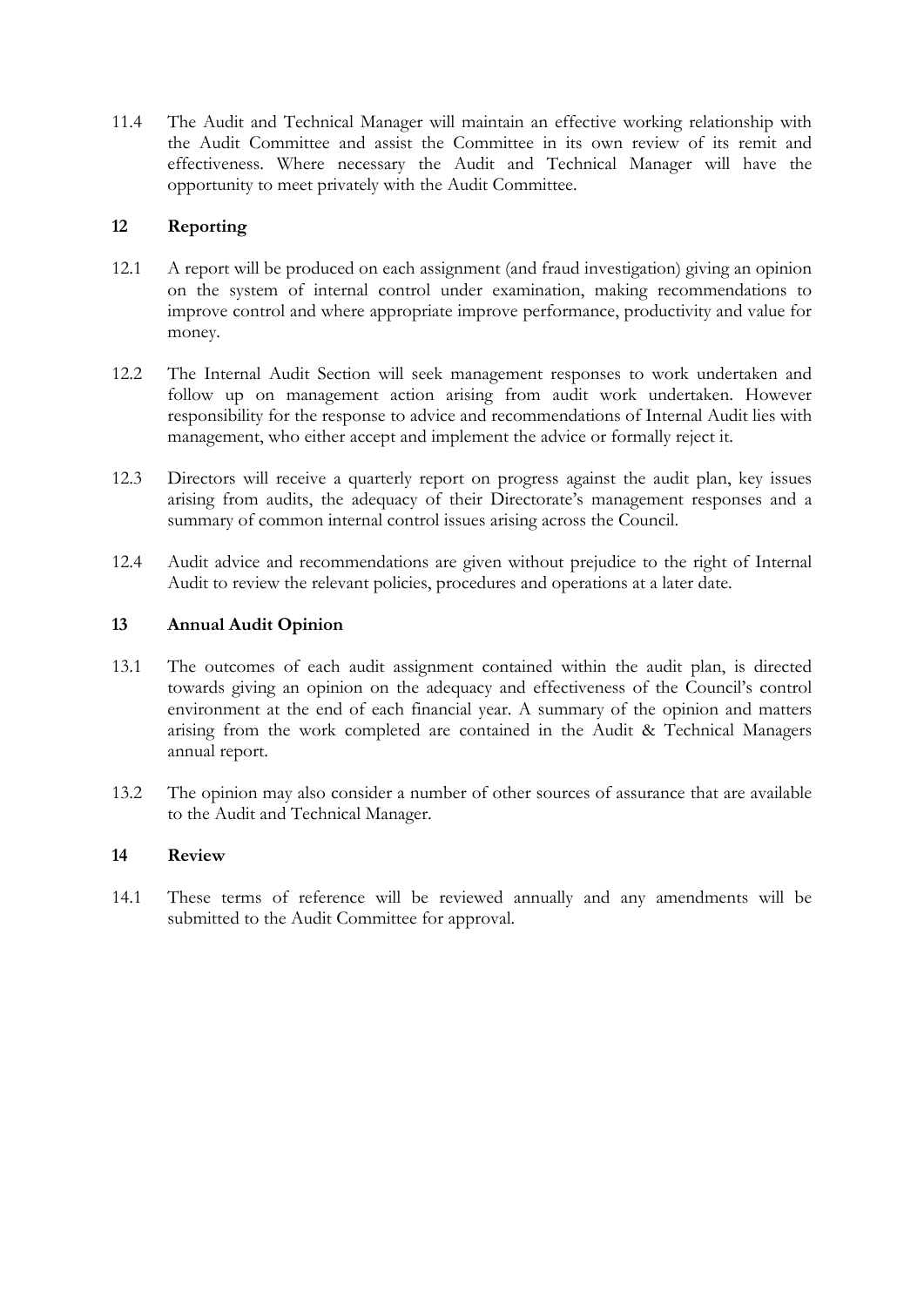11.4 The Audit and Technical Manager will maintain an effective working relationship with the Audit Committee and assist the Committee in its own review of its remit and effectiveness. Where necessary the Audit and Technical Manager will have the opportunity to meet privately with the Audit Committee.

## 12 Reporting

12.1 A report will be produced on each assignment (and fraud investigation) giving an opinion on the system of internal control under examination, making recommendations to improve control and where appropriate improve performance, productivity and value for money.

12.2 The Internal Audit Section will seek management responses to work undertaken and follow up on management action arising from audit work undertaken. However responsibility for the response to advice and recommendations of Internal Audit lies with management, who either accept and implement the advice or formally reject it.

12.3 Directors will receive a quarterly report on progress against the audit plan, key issues arising from audits, the adequacy of their Directorate's management responses and a summary of common internal control issues arising across the Council.

12.4 Audit advice and recommendations are given without prejudice to the right of Internal Audit to review the relevant policies, procedures and operations at a later date.

## 13 Annual Audit Opinion

13.1 The outcomes of each audit assignment contained within the audit plan, is directed towards giving an opinion on the adequacy and effectiveness of the Council's control environment at the end of each financial year. A summary of the opinion and matters arising from the work completed are contained in the Audit & Technical Managers annual report.

13.2 The opinion may also consider a number of other sources of assurance that are available to the Audit and Technical Manager.

## 14 Review

14.1 These terms of reference will be reviewed annually and any amendments will be submitted to the Audit Committee for approval.